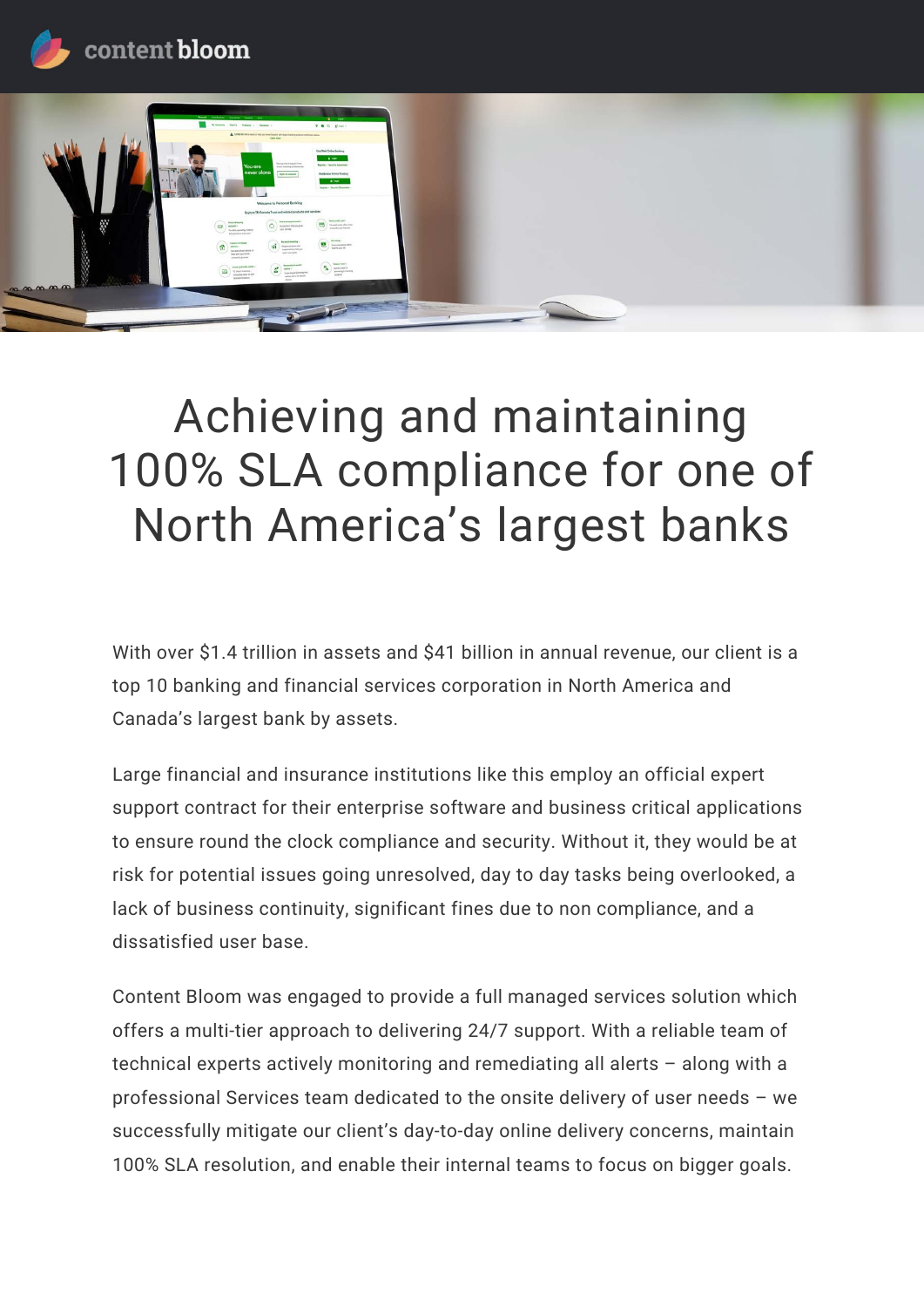content bloom

# Achieving and maintaining 100% SLA compliance for one of North America's largest banks

With over $1.4 trillion in assets and $41 billion in annual revenue, our client is a top 10 banking and financial services corporation in North America and Canada's largest bank by assets.

Large financial and insurance institutions like this employ an official expert support contract for their enterprise software and business critical applications to ensure round the clock compliance and security. Without it, they would be at risk for potential issues going unresolved, day to day tasks being overlooked, a lack of business continuity, significant fines due to non compliance, and a dissatisfied user base.

Content Bloom was engaged to provide a full managed services solution which offers a multi-tier approach to delivering 24/7 support. With a reliable team of technical experts actively monitoring and remediating all alerts – along with a professional Services team dedicated to the onsite delivery of user needs – we successfully mitigate our client's day-to-day online delivery concerns, maintain 100% SLA resolution, and enable their internal teams to focus on bigger goals.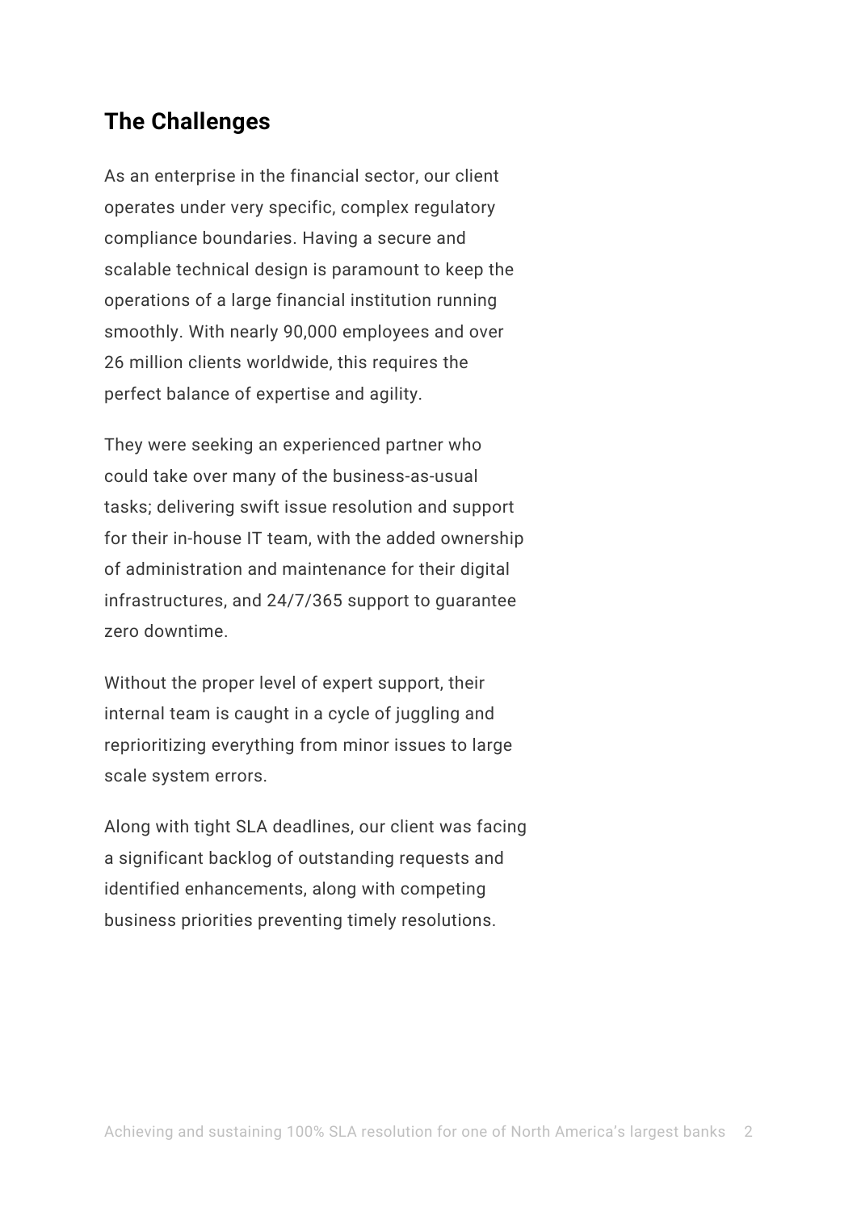## The Challenges

As an enterprise in the financial sector, our client operates under very specific, complex regulatory compliance boundaries. Having a secure and scalable technical design is paramount to keep the operations of a large financial institution running smoothly. With nearly 90,000 employees and over 26 million clients worldwide, this requires the perfect balance of expertise and agility.

They were seeking an experienced partner who could take over many of the business-as-usual tasks; delivering swift issue resolution and support for their in-house IT team, with the added ownership of administration and maintenance for their digital infrastructures, and 24/7/365 support to guarantee zero downtime.

Without the proper level of expert support, their internal team is caught in a cycle of juggling and reprioritizing everything from minor issues to large scale system errors.

Along with tight SLA deadlines, our client was facing a significant backlog of outstanding requests and identified enhancements, along with competing business priorities preventing timely resolutions.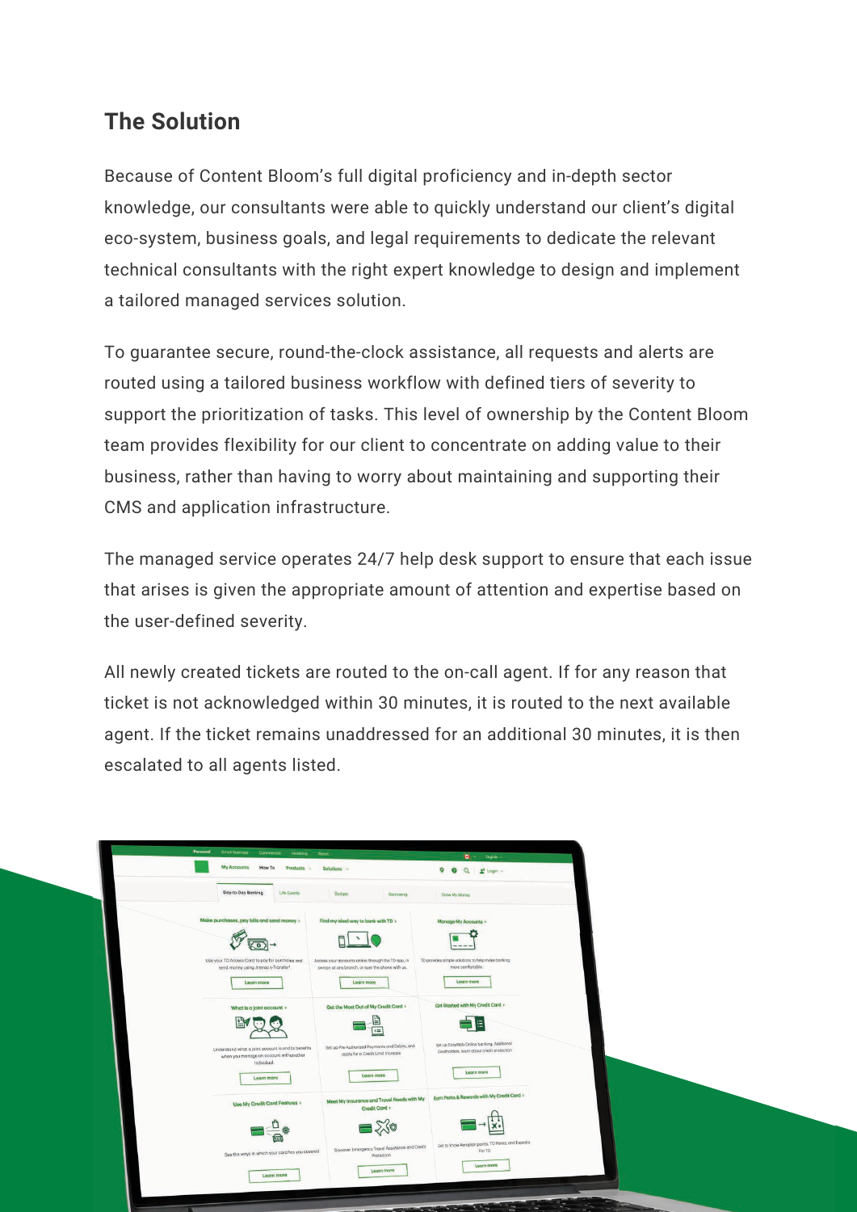## The Solution

Because of Content Bloom's full digital proficiency and in-depth sector knowledge, our consultants were able to quickly understand our client's digital eco-system, business goals, and legal requirements to dedicate the relevant technical consultants with the right expert knowledge to design and implement a tailored managed services solution.

To guarantee secure, round-the-clock assistance, all requests and alerts are routed using a tailored business workflow with defined tiers of severity to support the prioritization of tasks. This level of ownership by the Content Bloom team provides flexibility for our client to concentrate on adding value to their business, rather than having to worry about maintaining and supporting their CMS and application infrastructure.

The managed service operates 24/7 help desk support to ensure that each issue that arises is given the appropriate amount of attention and expertise based on the user-defined severity.

All newly created tickets are routed to the on-call agent. If for any reason that ticket is not acknowledged within 30 minutes, it is routed to the next available agent. If the ticket remains unaddressed for an additional 30 minutes, it is then escalated to all agents listed.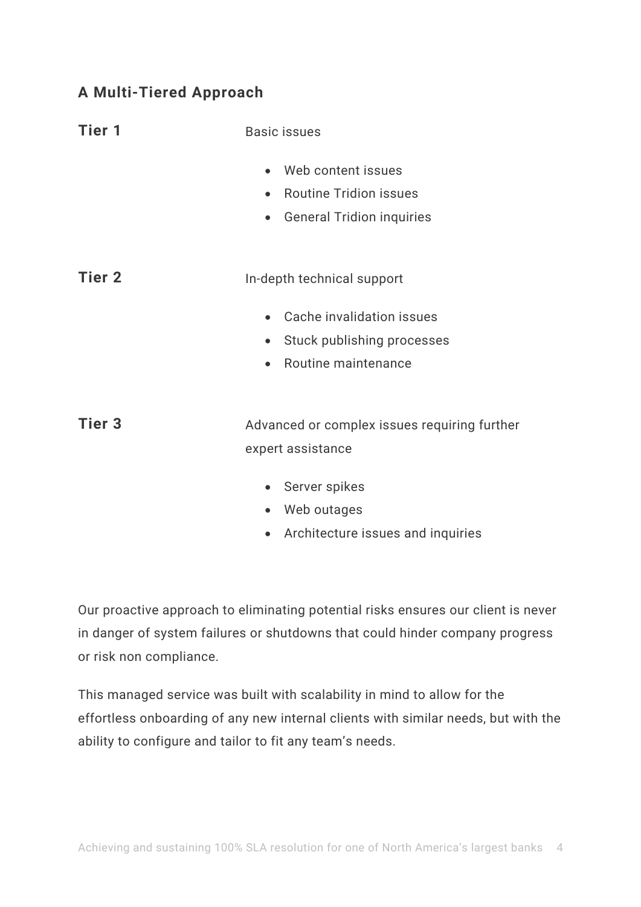## A Multi-Tiered Approach

**Tier 1**

Basic issues

- Web content issues
- Routine Tridion issues
- General Tridion inquiries

**Tier 2**

In-depth technical support

- Cache invalidation issues
- Stuck publishing processes
- Routine maintenance

**Tier 3**

Advanced or complex issues requiring further expert assistance

- Server spikes
- Web outages
- Architecture issues and inquiries

Our proactive approach to eliminating potential risks ensures our client is never in danger of system failures or shutdowns that could hinder company progress or risk non compliance.

This managed service was built with scalability in mind to allow for the effortless onboarding of any new internal clients with similar needs, but with the ability to configure and tailor to fit any team's needs.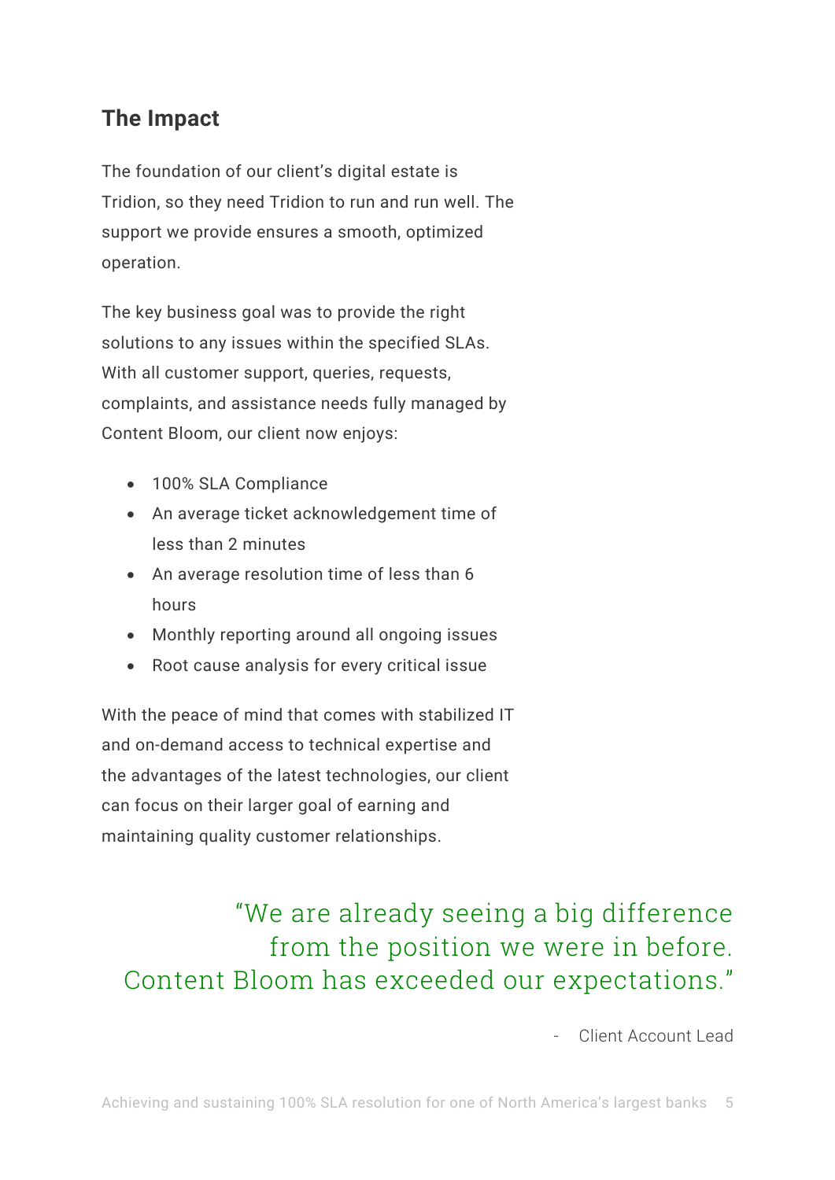## The Impact

The foundation of our client's digital estate is Tridion, so they need Tridion to run and run well. The support we provide ensures a smooth, optimized operation.

The key business goal was to provide the right solutions to any issues within the specified SLAs. With all customer support, queries, requests, complaints, and assistance needs fully managed by Content Bloom, our client now enjoys:

- 100% SLA Compliance
- An average ticket acknowledgement time of less than 2 minutes
- An average resolution time of less than 6 hours
- Monthly reporting around all ongoing issues
- Root cause analysis for every critical issue

With the peace of mind that comes with stabilized IT and on-demand access to technical expertise and the advantages of the latest technologies, our client can focus on their larger goal of earning and maintaining quality customer relationships.

> "We are already seeing a big difference from the position we were in before. Content Bloom has exceeded our expectations."
>
> \- Client Account Lead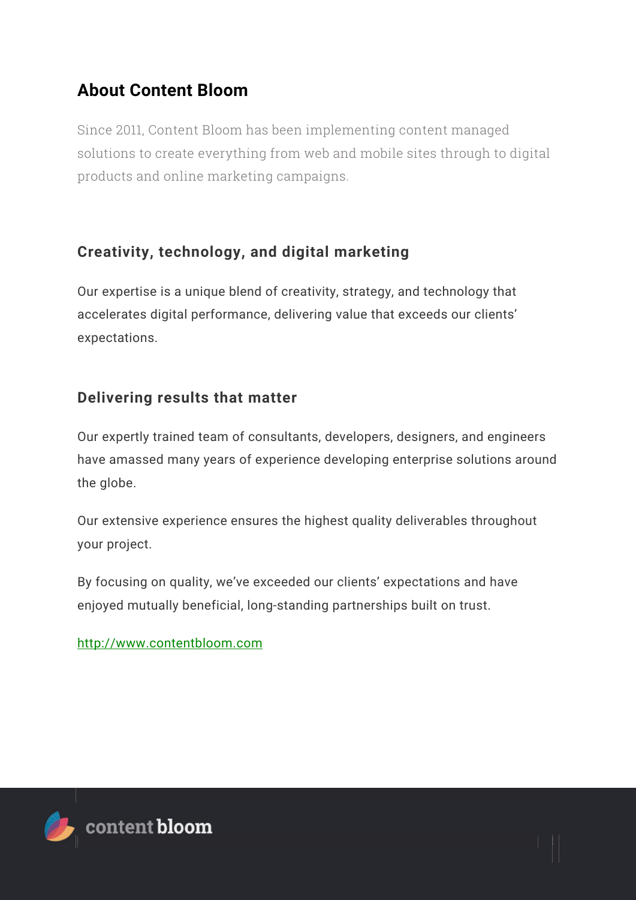## About Content Bloom

Since 2011, Content Bloom has been implementing content managed solutions to create everything from web and mobile sites through to digital products and online marketing campaigns.

### Creativity, technology, and digital marketing

Our expertise is a unique blend of creativity, strategy, and technology that accelerates digital performance, delivering value that exceeds our clients' expectations.

### Delivering results that matter

Our expertly trained team of consultants, developers, designers, and engineers have amassed many years of experience developing enterprise solutions around the globe.

Our extensive experience ensures the highest quality deliverables throughout your project.

By focusing on quality, we've exceeded our clients' expectations and have enjoyed mutually beneficial, long-standing partnerships built on trust.

[http://www.contentbloom.com](http://www.contentbloom.com)